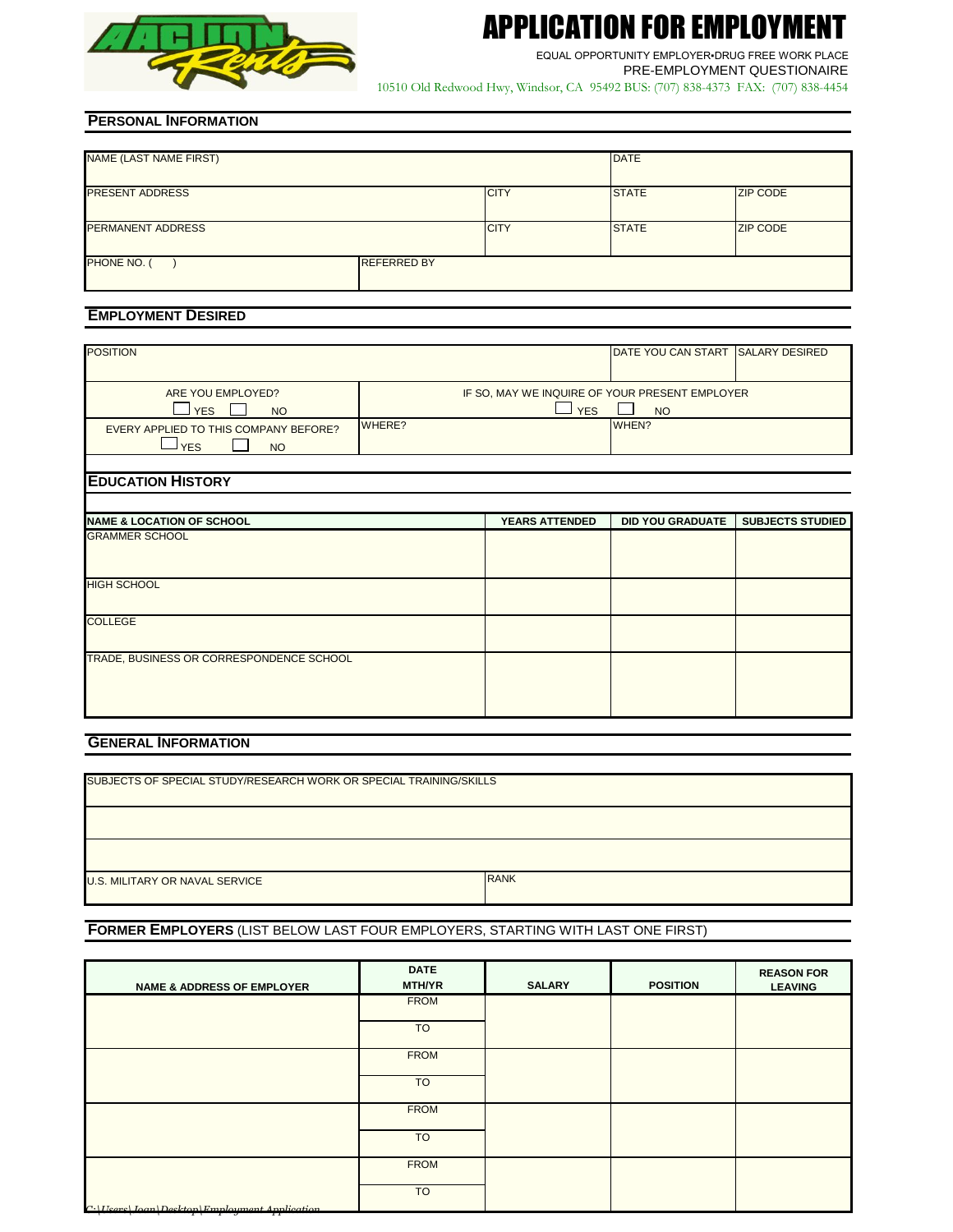# APPLICATION FOR EMPLOYMENT

EQUAL OPPORTUNITY EMPLOYER•DRUG FREE WORK PLACE

PRE-EMPLOYMENT QUESTIONAIRE

10510 Old Redwood Hwy, Windsor, CA 95492 BUS: (707) 838-4373 FAX: (707) 838-4454

## PERSONAL INFORMATION

| NAME (LAST NAME FIRST) | | | DATE | |
|---|---|---|---|---|
| PRESENT ADDRESS | | CITY | STATE | ZIP CODE |
| PERMANENT ADDRESS | | CITY | STATE | ZIP CODE |
| PHONE NO. ( ) | REFERRED BY | | | |

## EMPLOYMENT DESIRED

| POSITION | | DATE YOU CAN START | SALARY DESIRED |
|---|---|---|---|
| ARE YOU EMPLOYED? ☐ YES ☐ NO | IF SO, MAY WE INQUIRE OF YOUR PRESENT EMPLOYER ☐ YES ☐ NO | | |
| EVERY APPLIED TO THIS COMPANY BEFORE? ☐ YES ☐ NO | WHERE? | WHEN? | |

## EDUCATION HISTORY

| NAME & LOCATION OF SCHOOL | YEARS ATTENDED | DID YOU GRADUATE | SUBJECTS STUDIED |
|---|---|---|---|
| GRAMMER SCHOOL | | | |
| HIGH SCHOOL | | | |
| COLLEGE | | | |
| TRADE, BUSINESS OR CORRESPONDENCE SCHOOL | | | |

## GENERAL INFORMATION

| SUBJECTS OF SPECIAL STUDY/RESEARCH WORK OR SPECIAL TRAINING/SKILLS | |
|---|---|
| | |
| | |
| U.S. MILITARY OR NAVAL SERVICE | RANK |

## FORMER EMPLOYERS (LIST BELOW LAST FOUR EMPLOYERS, STARTING WITH LAST ONE FIRST)

| NAME & ADDRESS OF EMPLOYER | DATE MTH/YR | SALARY | POSITION | REASON FOR LEAVING |
|---|---|---|---|---|
| | FROM | | | |
| | TO | | | |
| | FROM | | | |
| | TO | | | |
| | FROM | | | |
| | TO | | | |
| | FROM | | | |
| | TO | | | |

C:\Users\Joan\Desktop\Employment Application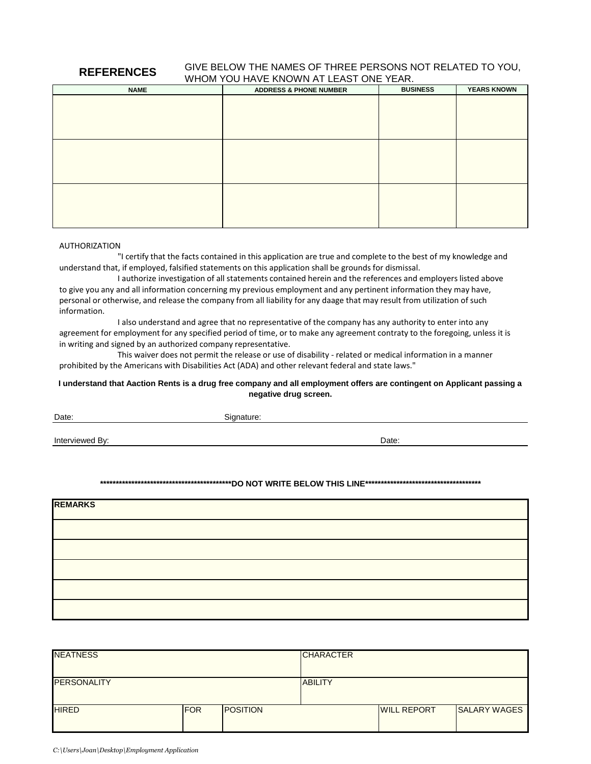## REFERENCES

GIVE BELOW THE NAMES OF THREE PERSONS NOT RELATED TO YOU, WHOM YOU HAVE KNOWN AT LEAST ONE YEAR.

| NAME | ADDRESS & PHONE NUMBER | BUSINESS | YEARS KNOWN |
|---|---|---|---|
| | | | |
| | | | |
| | | | |

AUTHORIZATION

"I certify that the facts contained in this application are true and complete to the best of my knowledge and understand that, if employed, falsified statements on this application shall be grounds for dismissal.

I authorize investigation of all statements contained herein and the references and employers listed above to give you any and all information concerning my previous employment and any pertinent information they may have, personal or otherwise, and release the company from all liability for any daage that may result from utilization of such information.

I also understand and agree that no representative of the company has any authority to enter into any agreement for employment for any specified period of time, or to make any agreement contraty to the foregoing, unless it is in writing and signed by an authorized company representative.

This waiver does not permit the release or use of disability - related or medical information in a manner prohibited by the Americans with Disabilities Act (ADA) and other relevant federal and state laws."

**I understand that Aaction Rents is a drug free company and all employment offers are contingent on Applicant passing a negative drug screen.**

Date: ______________________ Signature: ______________________

Interviewed By: ______________________ Date: ______________________

**********************************************DO NOT WRITE BELOW THIS LINE****************************************

| REMARKS |
|---|
| |
| |
| |
| |
| |

| | | | | | |
|---|---|---|---|---|---|
| NEATNESS | | | CHARACTER | | |
| PERSONALITY | | | ABILITY | | |
| HIRED | FOR | POSITION | | WILL REPORT | SALARY WAGES |

*C:\Users\Joan\Desktop\Employment Application*